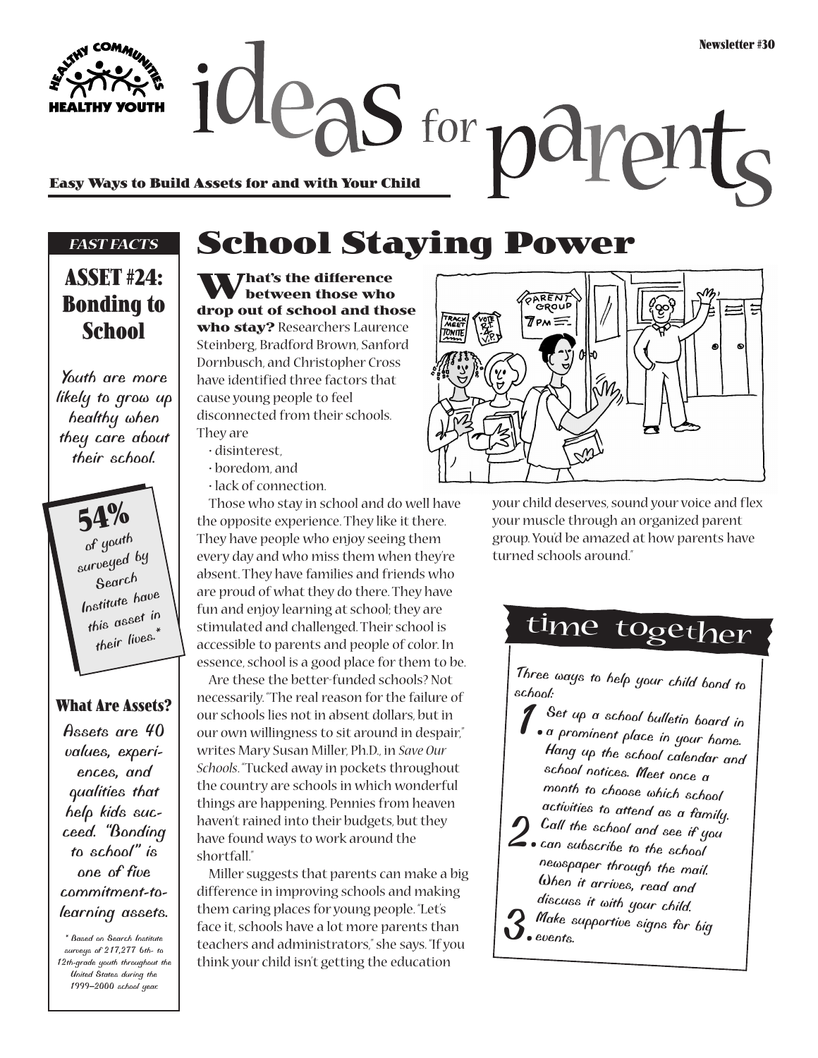Newsletter #30

# ideas for parents

**Easy Ways to Build Assets for and with Your Child**

## School Staying Power

**What's the difference between those who drop out of school and those who stay?** Researchers Laurence Steinberg, Bradford Brown, Sanford Dornbusch, and Christopher Cross have identified three factors that cause young people to feel disconnected from their schools. They are

- disinterest,
- boredom, and
- lack of connection.

Those who stay in school and do well have the opposite experience. They like it there. They have people who enjoy seeing them every day and who miss them when they're absent. They have families and friends who are proud of what they do there. They have fun and enjoy learning at school; they are stimulated and challenged. Their school is accessible to parents and people of color. In essence, school is a good place for them to be.

Are these the better-funded schools? Not necessarily. "The real reason for the failure of our schools lies not in absent dollars, but in our own willingness to sit around in despair," writes Mary Susan Miller, Ph.D., in *Save Our Schools*. "Tucked away in pockets throughout the country are schools in which wonderful things are happening. Pennies from heaven haven't rained into their budgets, but they have found ways to work around the shortfall."

Miller suggests that parents can make a big difference in improving schools and making them caring places for young people. "Let's face it, schools have a lot more parents than teachers and administrators," she says. "If you think your child isn't getting the education your child deserves, sound your voice and flex your muscle through an organized parent group. You'd be amazed at how parents have turned schools around."

### time together

Three ways to help your child bond to school:

1. Set up a school bulletin board in a prominent place in your home. Hang up the school calendar and school notices. Meet once a month to choose which school activities to attend as a family.
2. Call the school and see if you can subscribe to the school newspaper through the mail. When it arrives, read and discuss it with your child.
3. Make supportive signs for big events.

### FAST FACTS

## ASSET #24: Bonding to School

Youth are more likely to grow up healthy when they care about their school.

**54%** of youth surveyed by Search Institute have this asset in their lives.*

### What Are Assets?

Assets are 40 values, experiences, and qualities that help kids succeed. "Bonding to school" is one of five commitment-to-learning assets.

* Based on Search Institute surveys of 217,277 6th- to 12th-grade youth throughout the United States during the 1999–2000 school year.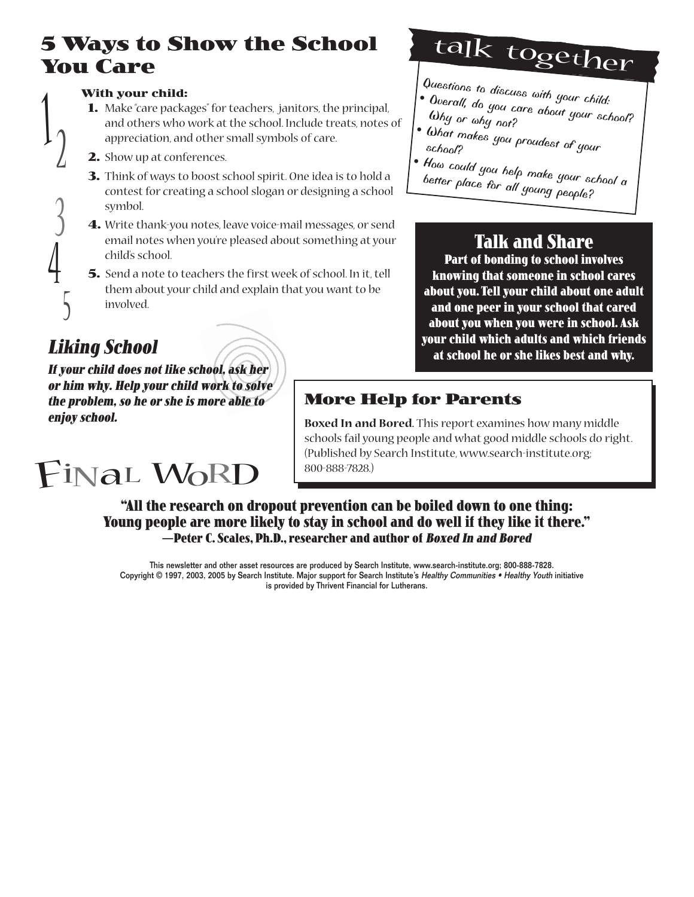## 5 Ways to Show the School You Care

**With your child:**

1. Make "care packages" for teachers, janitors, the principal, and others who work at the school. Include treats, notes of appreciation, and other small symbols of care.
2. Show up at conferences.
3. Think of ways to boost school spirit. One idea is to hold a contest for creating a school slogan or designing a school symbol.
4. Write thank-you notes, leave voice-mail messages, or send email notes when you're pleased about something at your child's school.
5. Send a note to teachers the first week of school. In it, tell them about your child and explain that you want to be involved.

## talk together

Questions to discuss with your child:

- Overall, do you care about your school? Why or why not?
- What makes you proudest of your school?
- How could you help make your school a better place for all young people?

## Talk and Share

**Part of bonding to school involves knowing that someone in school cares about you. Tell your child about one adult and one peer in your school that cared about you when you were in school. Ask your child which adults and which friends at school he or she likes best and why.**

## *Liking School*

***If your child does not like school, ask her or him why. Help your child work to solve the problem, so he or she is more able to enjoy school.***

## More Help for Parents

**Boxed In and Bored.** This report examines how many middle schools fail young people and what good middle schools do right. (Published by Search Institute, www.search-institute.org; 800-888-7828.)

## Final Word

**"All the research on dropout prevention can be boiled down to one thing: Young people are more likely to stay in school and do well if they like it there."**
**—Peter C. Scales, Ph.D., researcher and author of *Boxed In and Bored***

This newsletter and other asset resources are produced by Search Institute, www.search-institute.org; 800-888-7828. Copyright © 1997, 2003, 2005 by Search Institute. Major support for Search Institute's *Healthy Communities • Healthy Youth* initiative is provided by Thrivent Financial for Lutherans.